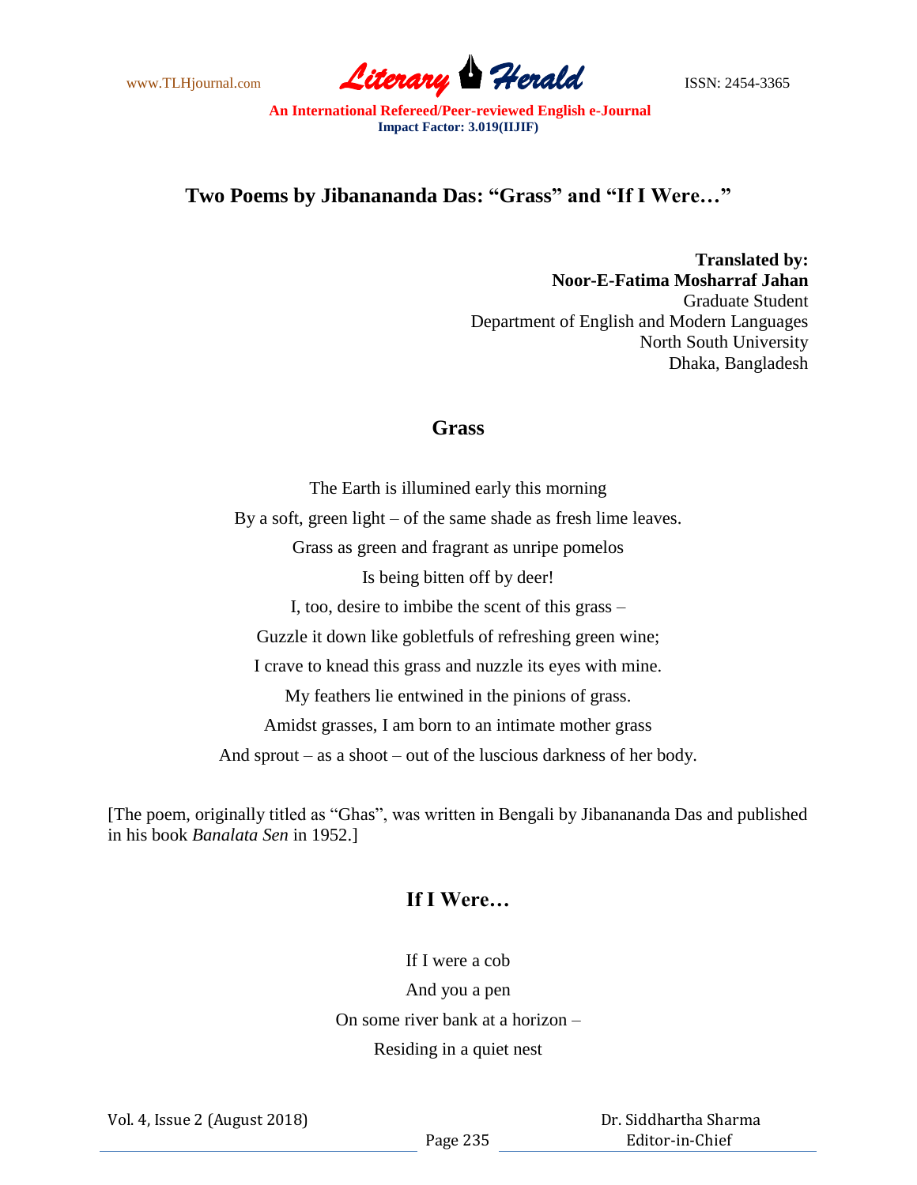# Two Poems by Jibanananda Das: "Grass" and "If I Were…"

**Translated by:**
**Noor-E-Fatima Mosharraf Jahan**
Graduate Student
Department of English and Modern Languages
North South University
Dhaka, Bangladesh

## Grass

The Earth is illumined early this morning
By a soft, green light – of the same shade as fresh lime leaves.
Grass as green and fragrant as unripe pomelos
Is being bitten off by deer!
I, too, desire to imbibe the scent of this grass –
Guzzle it down like gobletfuls of refreshing green wine;
I crave to knead this grass and nuzzle its eyes with mine.
My feathers lie entwined in the pinions of grass.
Amidst grasses, I am born to an intimate mother grass
And sprout – as a shoot – out of the luscious darkness of her body.

[The poem, originally titled as "Ghas", was written in Bengali by Jibanananda Das and published in his book *Banalata Sen* in 1952.]

## If I Were…

If I were a cob
And you a pen
On some river bank at a horizon –
Residing in a quiet nest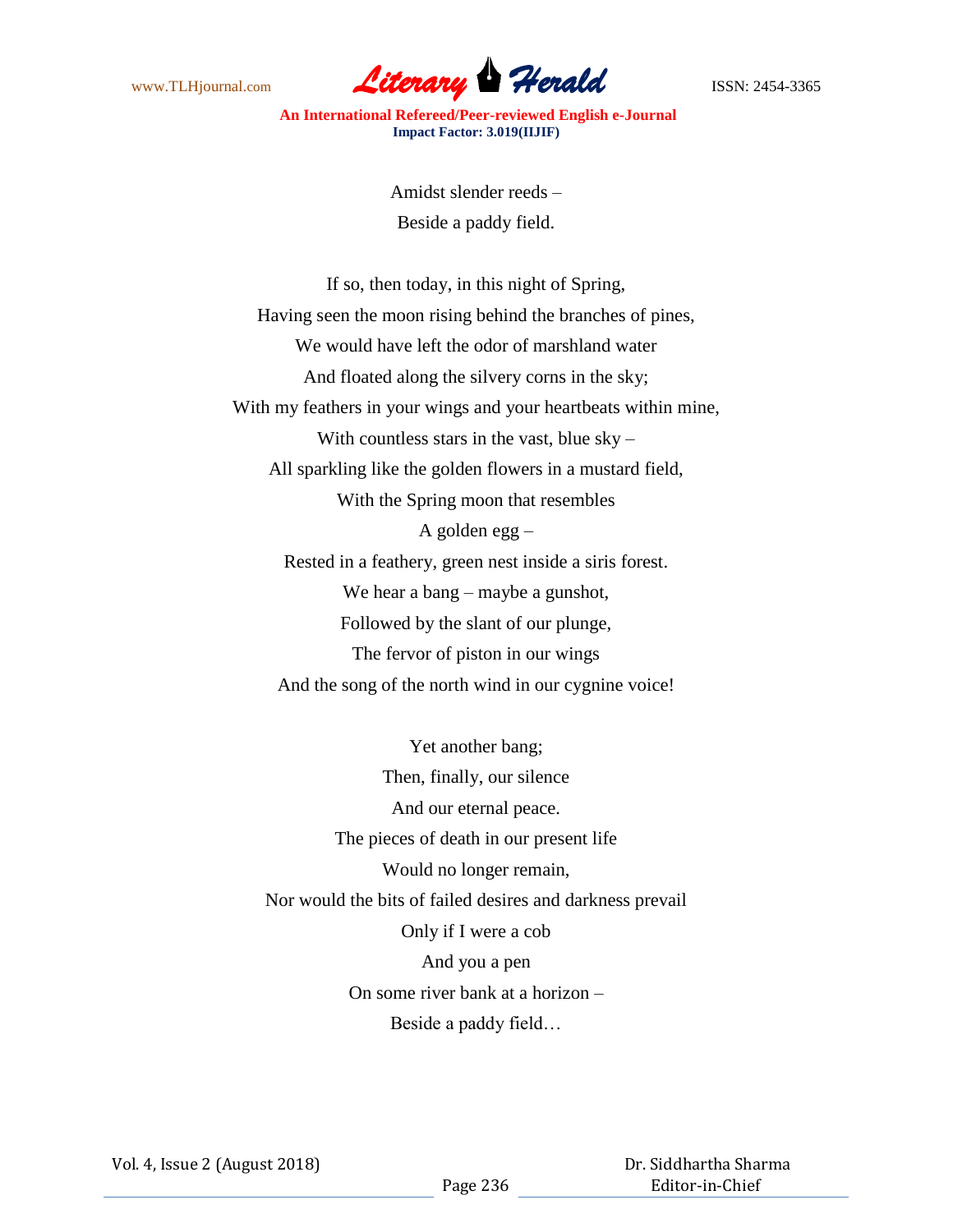Amidst slender reeds –  
Beside a paddy field.

If so, then today, in this night of Spring,  
Having seen the moon rising behind the branches of pines,  
We would have left the odor of marshland water  
And floated along the silvery corns in the sky;  
With my feathers in your wings and your heartbeats within mine,  
With countless stars in the vast, blue sky –  
All sparkling like the golden flowers in a mustard field,  
With the Spring moon that resembles  
A golden egg –  
Rested in a feathery, green nest inside a siris forest.  
We hear a bang – maybe a gunshot,  
Followed by the slant of our plunge,  
The fervor of piston in our wings  
And the song of the north wind in our cygnine voice!

Yet another bang;  
Then, finally, our silence  
And our eternal peace.  
The pieces of death in our present life  
Would no longer remain,  
Nor would the bits of failed desires and darkness prevail  
Only if I were a cob  
And you a pen  
On some river bank at a horizon –  
Beside a paddy field…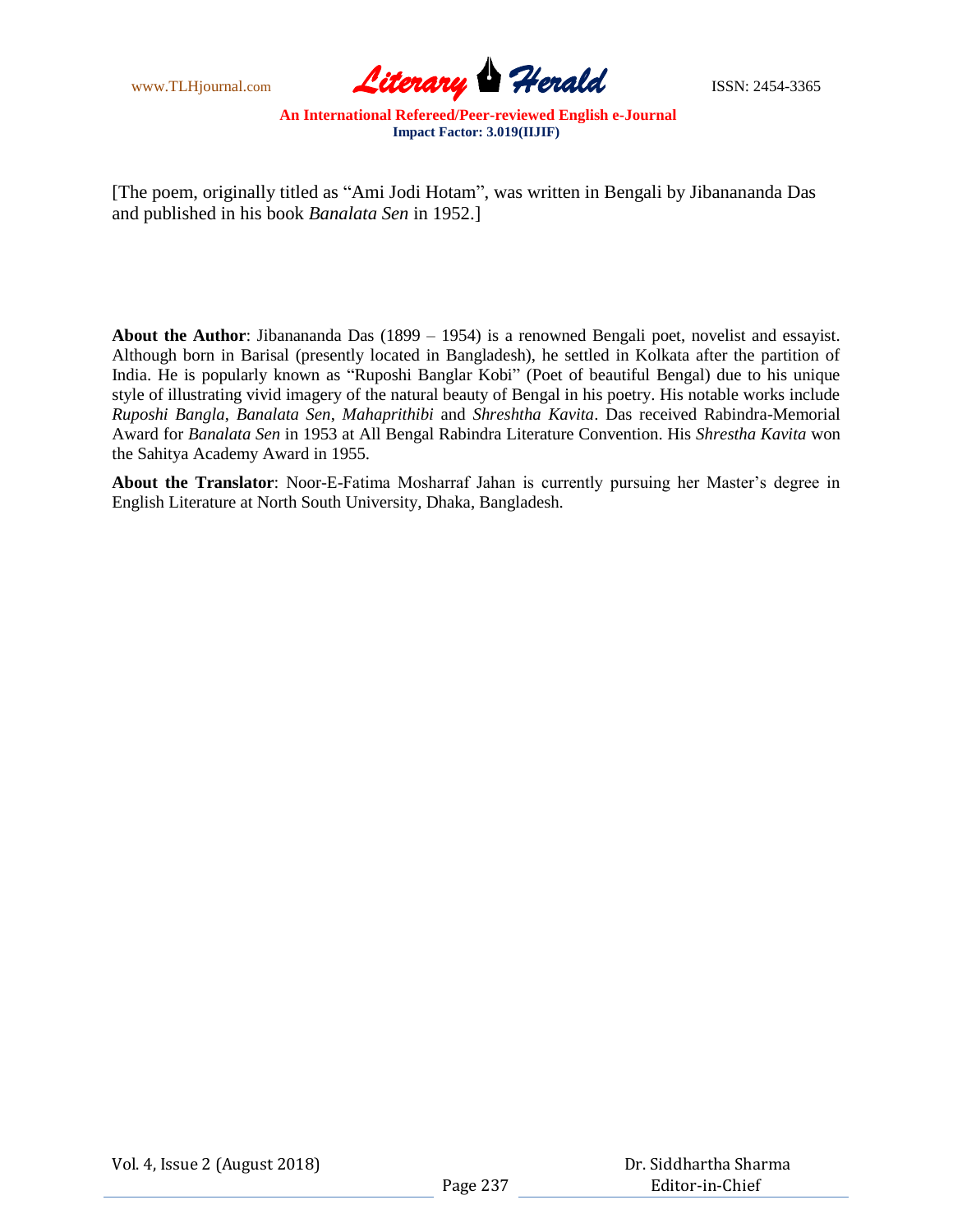[The poem, originally titled as “Ami Jodi Hotam”, was written in Bengali by Jibanananda Das and published in his book *Banalata Sen* in 1952.]

**About the Author**: Jibanananda Das (1899 – 1954) is a renowned Bengali poet, novelist and essayist. Although born in Barisal (presently located in Bangladesh), he settled in Kolkata after the partition of India. He is popularly known as “Ruposhi Banglar Kobi” (Poet of beautiful Bengal) due to his unique style of illustrating vivid imagery of the natural beauty of Bengal in his poetry. His notable works include *Ruposhi Bangla*, *Banalata Sen*, *Mahaprithibi* and *Shreshtha Kavita*. Das received Rabindra-Memorial Award for *Banalata Sen* in 1953 at All Bengal Rabindra Literature Convention. His *Shrestha Kavita* won the Sahitya Academy Award in 1955.

**About the Translator**: Noor-E-Fatima Mosharraf Jahan is currently pursuing her Master’s degree in English Literature at North South University, Dhaka, Bangladesh.